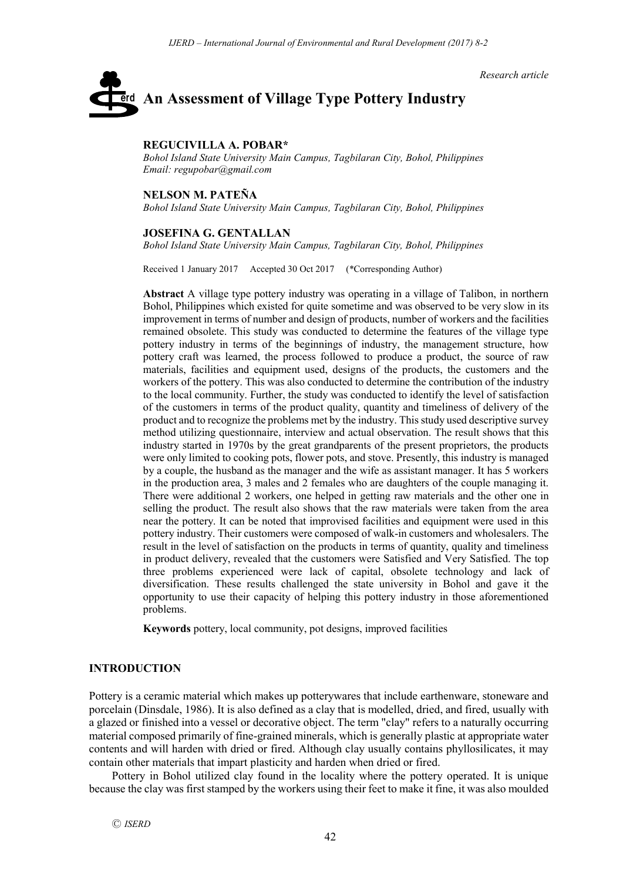*Research article*

# An Assessment of Village Type Pottery Industry

**REGUCIVILLA A. POBAR***
*Bohol Island State University Main Campus, Tagbilaran City, Bohol, Philippines*
*Email: regupobar@gmail.com*

**NELSON M. PATEÑA**
*Bohol Island State University Main Campus, Tagbilaran City, Bohol, Philippines*

**JOSEFINA G. GENTALLAN**
*Bohol Island State University Main Campus, Tagbilaran City, Bohol, Philippines*

Received 1 January 2017 Accepted 30 Oct 2017 (*Corresponding Author)

**Abstract** A village type pottery industry was operating in a village of Talibon, in northern Bohol, Philippines which existed for quite sometime and was observed to be very slow in its improvement in terms of number and design of products, number of workers and the facilities remained obsolete. This study was conducted to determine the features of the village type pottery industry in terms of the beginnings of industry, the management structure, how pottery craft was learned, the process followed to produce a product, the source of raw materials, facilities and equipment used, designs of the products, the customers and the workers of the pottery. This was also conducted to determine the contribution of the industry to the local community. Further, the study was conducted to identify the level of satisfaction of the customers in terms of the product quality, quantity and timeliness of delivery of the product and to recognize the problems met by the industry. This study used descriptive survey method utilizing questionnaire, interview and actual observation. The result shows that this industry started in 1970s by the great grandparents of the present proprietors, the products were only limited to cooking pots, flower pots, and stove. Presently, this industry is managed by a couple, the husband as the manager and the wife as assistant manager. It has 5 workers in the production area, 3 males and 2 females who are daughters of the couple managing it. There were additional 2 workers, one helped in getting raw materials and the other one in selling the product. The result also shows that the raw materials were taken from the area near the pottery. It can be noted that improvised facilities and equipment were used in this pottery industry. Their customers were composed of walk-in customers and wholesalers. The result in the level of satisfaction on the products in terms of quantity, quality and timeliness in product delivery, revealed that the customers were Satisfied and Very Satisfied. The top three problems experienced were lack of capital, obsolete technology and lack of diversification. These results challenged the state university in Bohol and gave it the opportunity to use their capacity of helping this pottery industry in those aforementioned problems.

**Keywords** pottery, local community, pot designs, improved facilities

## INTRODUCTION

Pottery is a ceramic material which makes up potterywares that include earthenware, stoneware and porcelain (Dinsdale, 1986). It is also defined as a clay that is modelled, dried, and fired, usually with a glazed or finished into a vessel or decorative object. The term "clay" refers to a naturally occurring material composed primarily of fine-grained minerals, which is generally plastic at appropriate water contents and will harden with dried or fired. Although clay usually contains phyllosilicates, it may contain other materials that impart plasticity and harden when dried or fired.

Pottery in Bohol utilized clay found in the locality where the pottery operated. It is unique because the clay was first stamped by the workers using their feet to make it fine, it was also moulded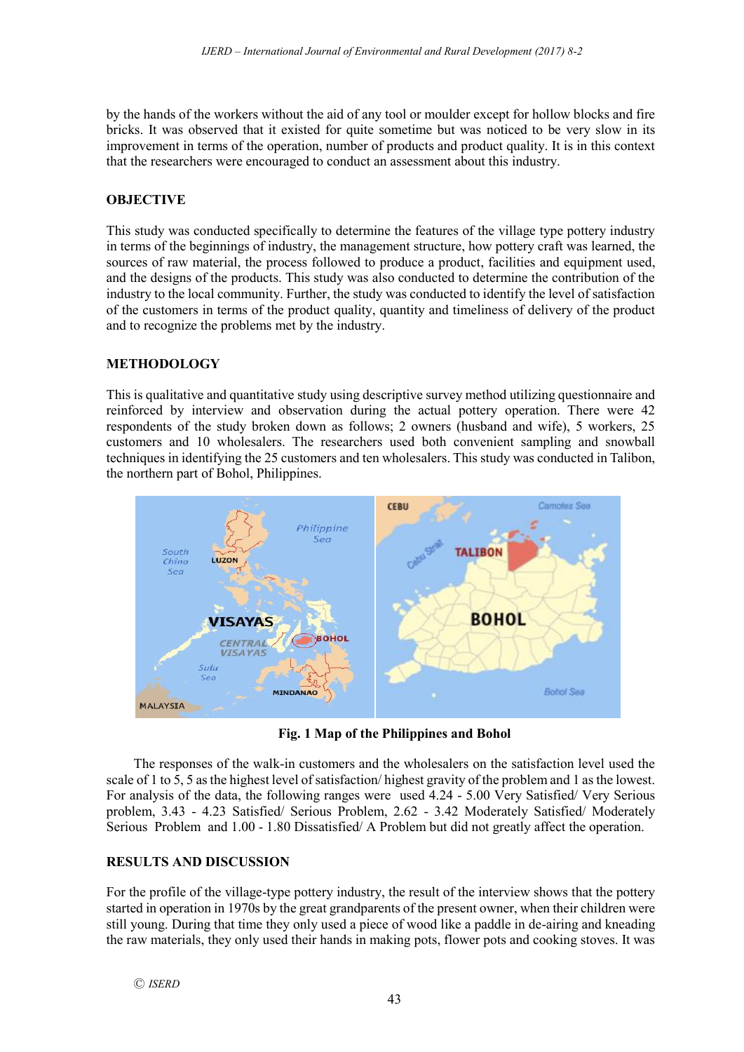by the hands of the workers without the aid of any tool or moulder except for hollow blocks and fire bricks. It was observed that it existed for quite sometime but was noticed to be very slow in its improvement in terms of the operation, number of products and product quality. It is in this context that the researchers were encouraged to conduct an assessment about this industry.

## OBJECTIVE

This study was conducted specifically to determine the features of the village type pottery industry in terms of the beginnings of industry, the management structure, how pottery craft was learned, the sources of raw material, the process followed to produce a product, facilities and equipment used, and the designs of the products. This study was also conducted to determine the contribution of the industry to the local community. Further, the study was conducted to identify the level of satisfaction of the customers in terms of the product quality, quantity and timeliness of delivery of the product and to recognize the problems met by the industry.

## METHODOLOGY

This is qualitative and quantitative study using descriptive survey method utilizing questionnaire and reinforced by interview and observation during the actual pottery operation. There were 42 respondents of the study broken down as follows; 2 owners (husband and wife), 5 workers, 25 customers and 10 wholesalers. The researchers used both convenient sampling and snowball techniques in identifying the 25 customers and ten wholesalers. This study was conducted in Talibon, the northern part of Bohol, Philippines.

**Fig. 1 Map of the Philippines and Bohol**

The responses of the walk-in customers and the wholesalers on the satisfaction level used the scale of 1 to 5, 5 as the highest level of satisfaction/ highest gravity of the problem and 1 as the lowest. For analysis of the data, the following ranges were used 4.24 - 5.00 Very Satisfied/ Very Serious problem, 3.43 - 4.23 Satisfied/ Serious Problem, 2.62 - 3.42 Moderately Satisfied/ Moderately Serious Problem and 1.00 - 1.80 Dissatisfied/ A Problem but did not greatly affect the operation.

## RESULTS AND DISCUSSION

For the profile of the village-type pottery industry, the result of the interview shows that the pottery started in operation in 1970s by the great grandparents of the present owner, when their children were still young. During that time they only used a piece of wood like a paddle in de-airing and kneading the raw materials, they only used their hands in making pots, flower pots and cooking stoves. It was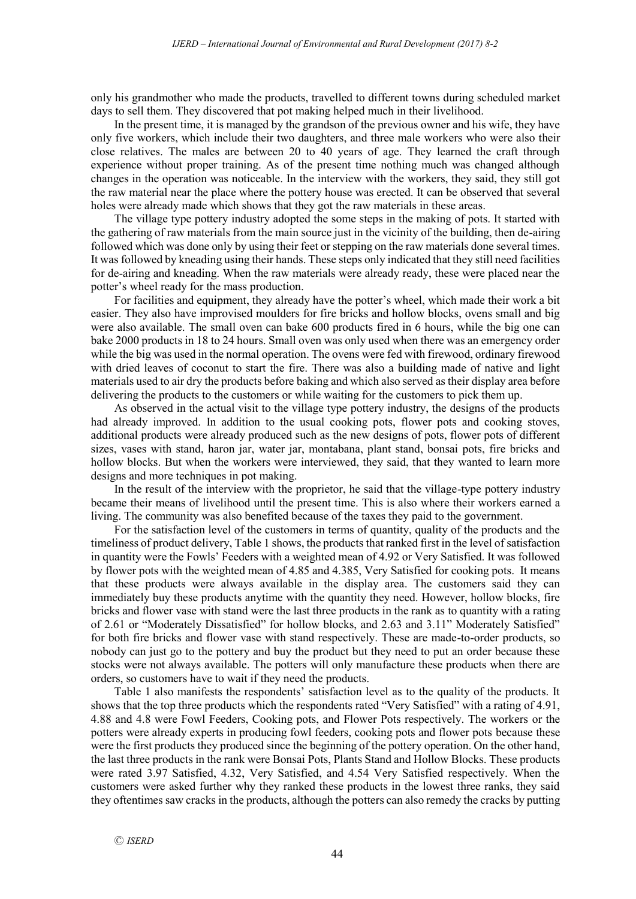only his grandmother who made the products, travelled to different towns during scheduled market days to sell them. They discovered that pot making helped much in their livelihood.

In the present time, it is managed by the grandson of the previous owner and his wife, they have only five workers, which include their two daughters, and three male workers who were also their close relatives. The males are between 20 to 40 years of age. They learned the craft through experience without proper training. As of the present time nothing much was changed although changes in the operation was noticeable. In the interview with the workers, they said, they still got the raw material near the place where the pottery house was erected. It can be observed that several holes were already made which shows that they got the raw materials in these areas.

The village type pottery industry adopted the some steps in the making of pots. It started with the gathering of raw materials from the main source just in the vicinity of the building, then de-airing followed which was done only by using their feet or stepping on the raw materials done several times. It was followed by kneading using their hands. These steps only indicated that they still need facilities for de-airing and kneading. When the raw materials were already ready, these were placed near the potter's wheel ready for the mass production.

For facilities and equipment, they already have the potter's wheel, which made their work a bit easier. They also have improvised moulders for fire bricks and hollow blocks, ovens small and big were also available. The small oven can bake 600 products fired in 6 hours, while the big one can bake 2000 products in 18 to 24 hours. Small oven was only used when there was an emergency order while the big was used in the normal operation. The ovens were fed with firewood, ordinary firewood with dried leaves of coconut to start the fire. There was also a building made of native and light materials used to air dry the products before baking and which also served as their display area before delivering the products to the customers or while waiting for the customers to pick them up.

As observed in the actual visit to the village type pottery industry, the designs of the products had already improved. In addition to the usual cooking pots, flower pots and cooking stoves, additional products were already produced such as the new designs of pots, flower pots of different sizes, vases with stand, haron jar, water jar, montabana, plant stand, bonsai pots, fire bricks and hollow blocks. But when the workers were interviewed, they said, that they wanted to learn more designs and more techniques in pot making.

In the result of the interview with the proprietor, he said that the village-type pottery industry became their means of livelihood until the present time. This is also where their workers earned a living. The community was also benefited because of the taxes they paid to the government.

For the satisfaction level of the customers in terms of quantity, quality of the products and the timeliness of product delivery, Table 1 shows, the products that ranked first in the level of satisfaction in quantity were the Fowls' Feeders with a weighted mean of 4.92 or Very Satisfied. It was followed by flower pots with the weighted mean of 4.85 and 4.385, Very Satisfied for cooking pots. It means that these products were always available in the display area. The customers said they can immediately buy these products anytime with the quantity they need. However, hollow blocks, fire bricks and flower vase with stand were the last three products in the rank as to quantity with a rating of 2.61 or "Moderately Dissatisfied" for hollow blocks, and 2.63 and 3.11" Moderately Satisfied" for both fire bricks and flower vase with stand respectively. These are made-to-order products, so nobody can just go to the pottery and buy the product but they need to put an order because these stocks were not always available. The potters will only manufacture these products when there are orders, so customers have to wait if they need the products.

Table 1 also manifests the respondents' satisfaction level as to the quality of the products. It shows that the top three products which the respondents rated "Very Satisfied" with a rating of 4.91, 4.88 and 4.8 were Fowl Feeders, Cooking pots, and Flower Pots respectively. The workers or the potters were already experts in producing fowl feeders, cooking pots and flower pots because these were the first products they produced since the beginning of the pottery operation. On the other hand, the last three products in the rank were Bonsai Pots, Plants Stand and Hollow Blocks. These products were rated 3.97 Satisfied, 4.32, Very Satisfied, and 4.54 Very Satisfied respectively. When the customers were asked further why they ranked these products in the lowest three ranks, they said they oftentimes saw cracks in the products, although the potters can also remedy the cracks by putting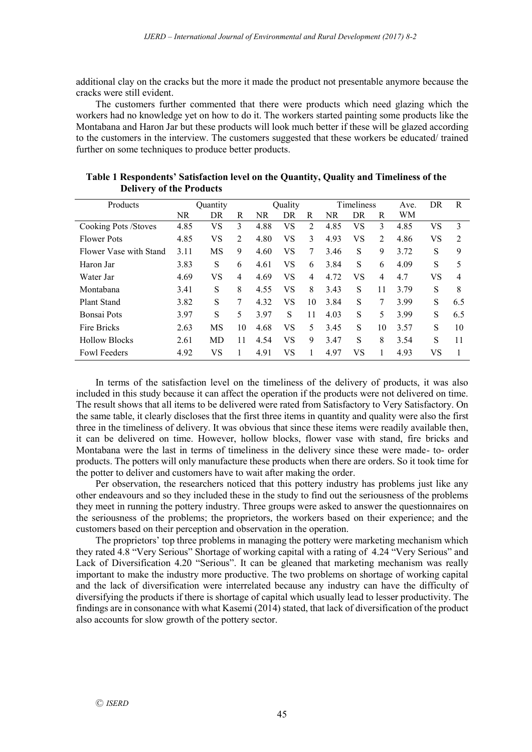additional clay on the cracks but the more it made the product not presentable anymore because the cracks were still evident.

The customers further commented that there were products which need glazing which the workers had no knowledge yet on how to do it. The workers started painting some products like the Montabana and Haron Jar but these products will look much better if these will be glazed according to the customers in the interview. The customers suggested that these workers be educated/ trained further on some techniques to produce better products.

**Table 1 Respondents' Satisfaction level on the Quantity, Quality and Timeliness of the Delivery of the Products**

| Products | Quantity | | | Quality | | | Timeliness | | | Ave. | DR | R |
|---|---|---|---|---|---|---|---|---|---|---|---|---|
| | NR | DR | R | NR | DR | R | NR | DR | R | WM | | |
| Cooking Pots /Stoves | 4.85 | VS | 3 | 4.88 | VS | 2 | 4.85 | VS | 3 | 4.85 | VS | 3 |
| Flower Pots | 4.85 | VS | 2 | 4.80 | VS | 3 | 4.93 | VS | 2 | 4.86 | VS | 2 |
| Flower Vase with Stand | 3.11 | MS | 9 | 4.60 | VS | 7 | 3.46 | S | 9 | 3.72 | S | 9 |
| Haron Jar | 3.83 | S | 6 | 4.61 | VS | 6 | 3.84 | S | 6 | 4.09 | S | 5 |
| Water Jar | 4.69 | VS | 4 | 4.69 | VS | 4 | 4.72 | VS | 4 | 4.7 | VS | 4 |
| Montabana | 3.41 | S | 8 | 4.55 | VS | 8 | 3.43 | S | 11 | 3.79 | S | 8 |
| Plant Stand | 3.82 | S | 7 | 4.32 | VS | 10 | 3.84 | S | 7 | 3.99 | S | 6.5 |
| Bonsai Pots | 3.97 | S | 5 | 3.97 | S | 11 | 4.03 | S | 5 | 3.99 | S | 6.5 |
| Fire Bricks | 2.63 | MS | 10 | 4.68 | VS | 5 | 3.45 | S | 10 | 3.57 | S | 10 |
| Hollow Blocks | 2.61 | MD | 11 | 4.54 | VS | 9 | 3.47 | S | 8 | 3.54 | S | 11 |
| Fowl Feeders | 4.92 | VS | 1 | 4.91 | VS | 1 | 4.97 | VS | 1 | 4.93 | VS | 1 |

In terms of the satisfaction level on the timeliness of the delivery of products, it was also included in this study because it can affect the operation if the products were not delivered on time. The result shows that all items to be delivered were rated from Satisfactory to Very Satisfactory. On the same table, it clearly discloses that the first three items in quantity and quality were also the first three in the timeliness of delivery. It was obvious that since these items were readily available then, it can be delivered on time. However, hollow blocks, flower vase with stand, fire bricks and Montabana were the last in terms of timeliness in the delivery since these were made- to- order products. The potters will only manufacture these products when there are orders. So it took time for the potter to deliver and customers have to wait after making the order.

Per observation, the researchers noticed that this pottery industry has problems just like any other endeavours and so they included these in the study to find out the seriousness of the problems they meet in running the pottery industry. Three groups were asked to answer the questionnaires on the seriousness of the problems; the proprietors, the workers based on their experience; and the customers based on their perception and observation in the operation.

The proprietors' top three problems in managing the pottery were marketing mechanism which they rated 4.8 "Very Serious" Shortage of working capital with a rating of 4.24 "Very Serious" and Lack of Diversification 4.20 "Serious". It can be gleaned that marketing mechanism was really important to make the industry more productive. The two problems on shortage of working capital and the lack of diversification were interrelated because any industry can have the difficulty of diversifying the products if there is shortage of capital which usually lead to lesser productivity. The findings are in consonance with what Kasemi (2014) stated, that lack of diversification of the product also accounts for slow growth of the pottery sector.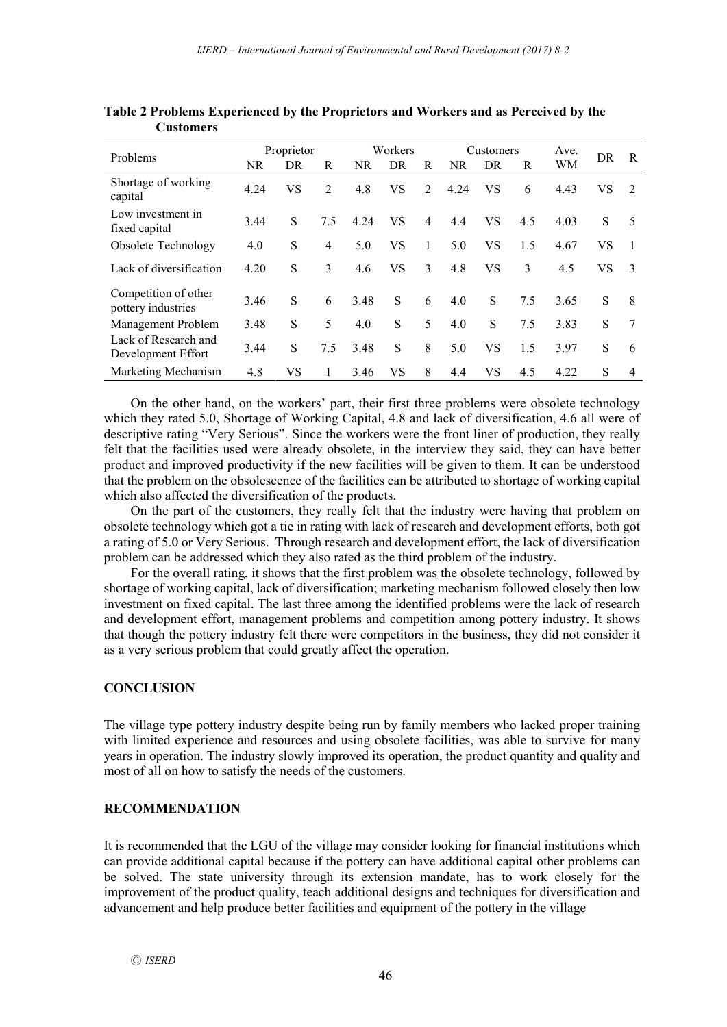**Table 2 Problems Experienced by the Proprietors and Workers and as Perceived by the Customers**

| Problems | Proprietor | | | Workers | | | Customers | | | Ave. | DR | R |
|---|---|---|---|---|---|---|---|---|---|---|---|---|
| | NR | DR | R | NR | DR | R | NR | DR | R | WM | | |
| Shortage of working capital | 4.24 | VS | 2 | 4.8 | VS | 2 | 4.24 | VS | 6 | 4.43 | VS | 2 |
| Low investment in fixed capital | 3.44 | S | 7.5 | 4.24 | VS | 4 | 4.4 | VS | 4.5 | 4.03 | S | 5 |
| Obsolete Technology | 4.0 | S | 4 | 5.0 | VS | 1 | 5.0 | VS | 1.5 | 4.67 | VS | 1 |
| Lack of diversification | 4.20 | S | 3 | 4.6 | VS | 3 | 4.8 | VS | 3 | 4.5 | VS | 3 |
| Competition of other pottery industries | 3.46 | S | 6 | 3.48 | S | 6 | 4.0 | S | 7.5 | 3.65 | S | 8 |
| Management Problem | 3.48 | S | 5 | 4.0 | S | 5 | 4.0 | S | 7.5 | 3.83 | S | 7 |
| Lack of Research and Development Effort | 3.44 | S | 7.5 | 3.48 | S | 8 | 5.0 | VS | 1.5 | 3.97 | S | 6 |
| Marketing Mechanism | 4.8 | VS | 1 | 3.46 | VS | 8 | 4.4 | VS | 4.5 | 4.22 | S | 4 |

On the other hand, on the workers' part, their first three problems were obsolete technology which they rated 5.0, Shortage of Working Capital, 4.8 and lack of diversification, 4.6 all were of descriptive rating "Very Serious". Since the workers were the front liner of production, they really felt that the facilities used were already obsolete, in the interview they said, they can have better product and improved productivity if the new facilities will be given to them. It can be understood that the problem on the obsolescence of the facilities can be attributed to shortage of working capital which also affected the diversification of the products.

On the part of the customers, they really felt that the industry were having that problem on obsolete technology which got a tie in rating with lack of research and development efforts, both got a rating of 5.0 or Very Serious. Through research and development effort, the lack of diversification problem can be addressed which they also rated as the third problem of the industry.

For the overall rating, it shows that the first problem was the obsolete technology, followed by shortage of working capital, lack of diversification; marketing mechanism followed closely then low investment on fixed capital. The last three among the identified problems were the lack of research and development effort, management problems and competition among pottery industry. It shows that though the pottery industry felt there were competitors in the business, they did not consider it as a very serious problem that could greatly affect the operation.

## CONCLUSION

The village type pottery industry despite being run by family members who lacked proper training with limited experience and resources and using obsolete facilities, was able to survive for many years in operation. The industry slowly improved its operation, the product quantity and quality and most of all on how to satisfy the needs of the customers.

## RECOMMENDATION

It is recommended that the LGU of the village may consider looking for financial institutions which can provide additional capital because if the pottery can have additional capital other problems can be solved. The state university through its extension mandate, has to work closely for the improvement of the product quality, teach additional designs and techniques for diversification and advancement and help produce better facilities and equipment of the pottery in the village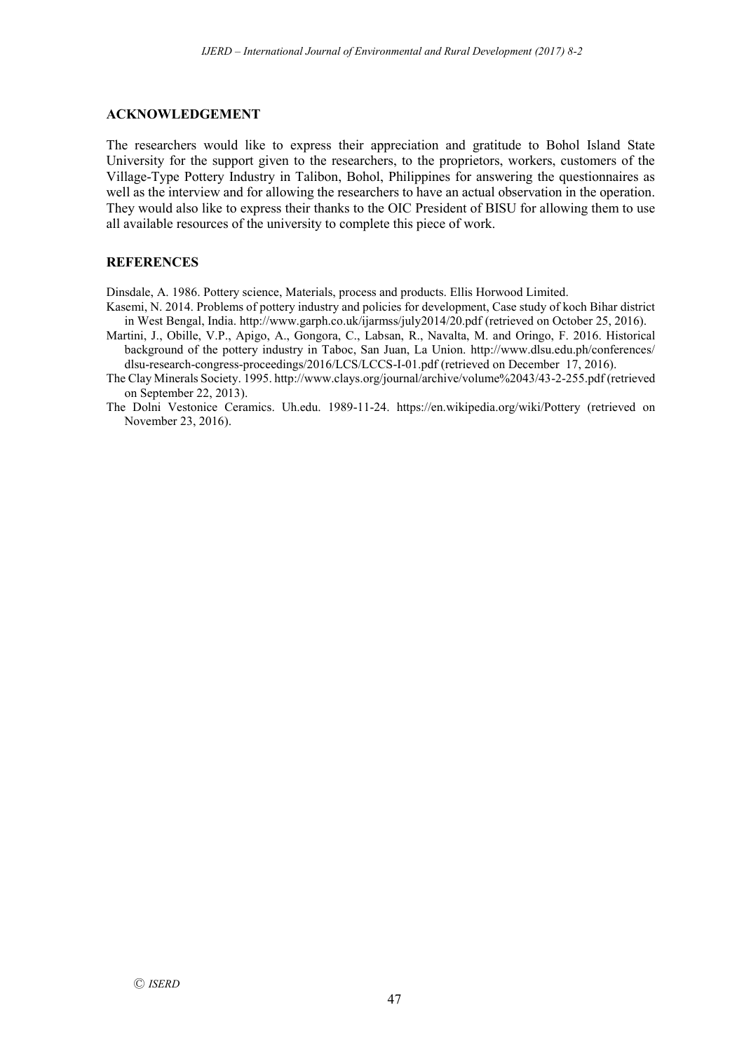## ACKNOWLEDGEMENT

The researchers would like to express their appreciation and gratitude to Bohol Island State University for the support given to the researchers, to the proprietors, workers, customers of the Village-Type Pottery Industry in Talibon, Bohol, Philippines for answering the questionnaires as well as the interview and for allowing the researchers to have an actual observation in the operation. They would also like to express their thanks to the OIC President of BISU for allowing them to use all available resources of the university to complete this piece of work.

## REFERENCES

Dinsdale, A. 1986. Pottery science, Materials, process and products. Ellis Horwood Limited.

Kasemi, N. 2014. Problems of pottery industry and policies for development, Case study of koch Bihar district in West Bengal, India. http://www.garph.co.uk/ijarmss/july2014/20.pdf (retrieved on October 25, 2016).

Martini, J., Obille, V.P., Apigo, A., Gongora, C., Labsan, R., Navalta, M. and Oringo, F. 2016. Historical background of the pottery industry in Taboc, San Juan, La Union. http://www.dlsu.edu.ph/conferences/dlsu-research-congress-proceedings/2016/LCS/LCCS-I-01.pdf (retrieved on December 17, 2016).

The Clay Minerals Society. 1995. http://www.clays.org/journal/archive/volume%2043/43-2-255.pdf (retrieved on September 22, 2013).

The Dolni Vestonice Ceramics. Uh.edu. 1989-11-24. https://en.wikipedia.org/wiki/Pottery (retrieved on November 23, 2016).